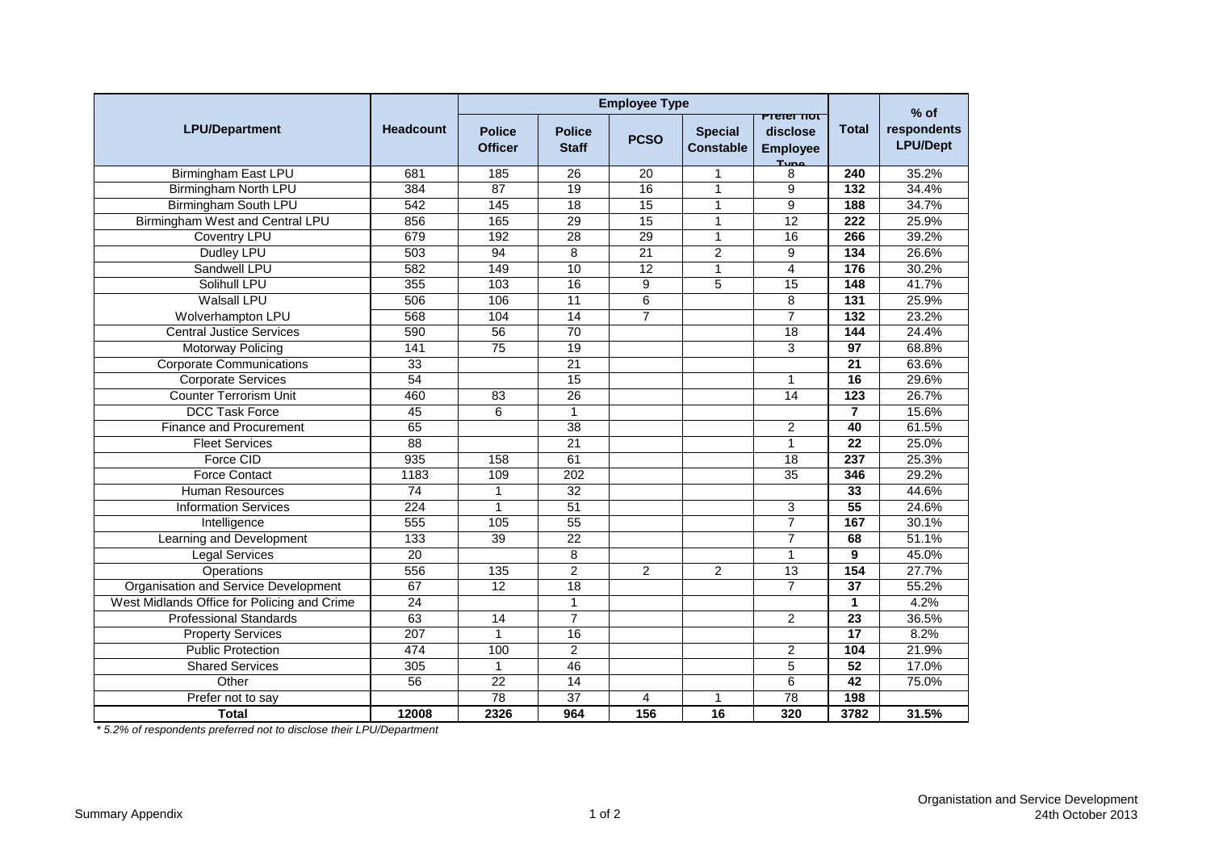| LPU/Department | Headcount | Employee Type | | | | | Total | % of respondents LPU/Dept |
|---|---|---|---|---|---|---|---|---|
| | | Police Officer | Police Staff | PCSO | Special Constable | Prefer not disclose Employee Type | | |
| Birmingham East LPU | 681 | 185 | 26 | 20 | 1 | 8 | **240** | 35.2% |
| Birmingham North LPU | 384 | 87 | 19 | 16 | 1 | 9 | **132** | 34.4% |
| Birmingham South LPU | 542 | 145 | 18 | 15 | 1 | 9 | **188** | 34.7% |
| Birmingham West and Central LPU | 856 | 165 | 29 | 15 | 1 | 12 | **222** | 25.9% |
| Coventry LPU | 679 | 192 | 28 | 29 | 1 | 16 | **266** | 39.2% |
| Dudley LPU | 503 | 94 | 8 | 21 | 2 | 9 | **134** | 26.6% |
| Sandwell LPU | 582 | 149 | 10 | 12 | 1 | 4 | **176** | 30.2% |
| Solihull LPU | 355 | 103 | 16 | 9 | 5 | 15 | **148** | 41.7% |
| Walsall LPU | 506 | 106 | 11 | 6 | | 8 | **131** | 25.9% |
| Wolverhampton LPU | 568 | 104 | 14 | 7 | | 7 | **132** | 23.2% |
| Central Justice Services | 590 | 56 | 70 | | | 18 | **144** | 24.4% |
| Motorway Policing | 141 | 75 | 19 | | | 3 | **97** | 68.8% |
| Corporate Communications | 33 | | 21 | | | | **21** | 63.6% |
| Corporate Services | 54 | | 15 | | | 1 | **16** | 29.6% |
| Counter Terrorism Unit | 460 | 83 | 26 | | | 14 | **123** | 26.7% |
| DCC Task Force | 45 | 6 | 1 | | | | **7** | 15.6% |
| Finance and Procurement | 65 | | 38 | | | 2 | **40** | 61.5% |
| Fleet Services | 88 | | 21 | | | 1 | **22** | 25.0% |
| Force CID | 935 | 158 | 61 | | | 18 | **237** | 25.3% |
| Force Contact | 1183 | 109 | 202 | | | 35 | **346** | 29.2% |
| Human Resources | 74 | 1 | 32 | | | | **33** | 44.6% |
| Information Services | 224 | 1 | 51 | | | 3 | **55** | 24.6% |
| Intelligence | 555 | 105 | 55 | | | 7 | **167** | 30.1% |
| Learning and Development | 133 | 39 | 22 | | | 7 | **68** | 51.1% |
| Legal Services | 20 | | 8 | | | 1 | **9** | 45.0% |
| Operations | 556 | 135 | 2 | 2 | 2 | 13 | **154** | 27.7% |
| Organisation and Service Development | 67 | 12 | 18 | | | 7 | **37** | 55.2% |
| West Midlands Office for Policing and Crime | 24 | | 1 | | | | **1** | 4.2% |
| Professional Standards | 63 | 14 | 7 | | | 2 | **23** | 36.5% |
| Property Services | 207 | 1 | 16 | | | | **17** | 8.2% |
| Public Protection | 474 | 100 | 2 | | | 2 | **104** | 21.9% |
| Shared Services | 305 | 1 | 46 | | | 5 | **52** | 17.0% |
| Other | 56 | 22 | 14 | | | 6 | **42** | 75.0% |
| Prefer not to say | | 78 | 37 | 4 | 1 | 78 | **198** | |
| **Total** | **12008** | **2326** | **964** | **156** | **16** | **320** | **3782** | **31.5%** |

*\* 5.2% of respondents preferred not to disclose their LPU/Department*

Summary Appendix

Organisation and Service Development
24th October 2013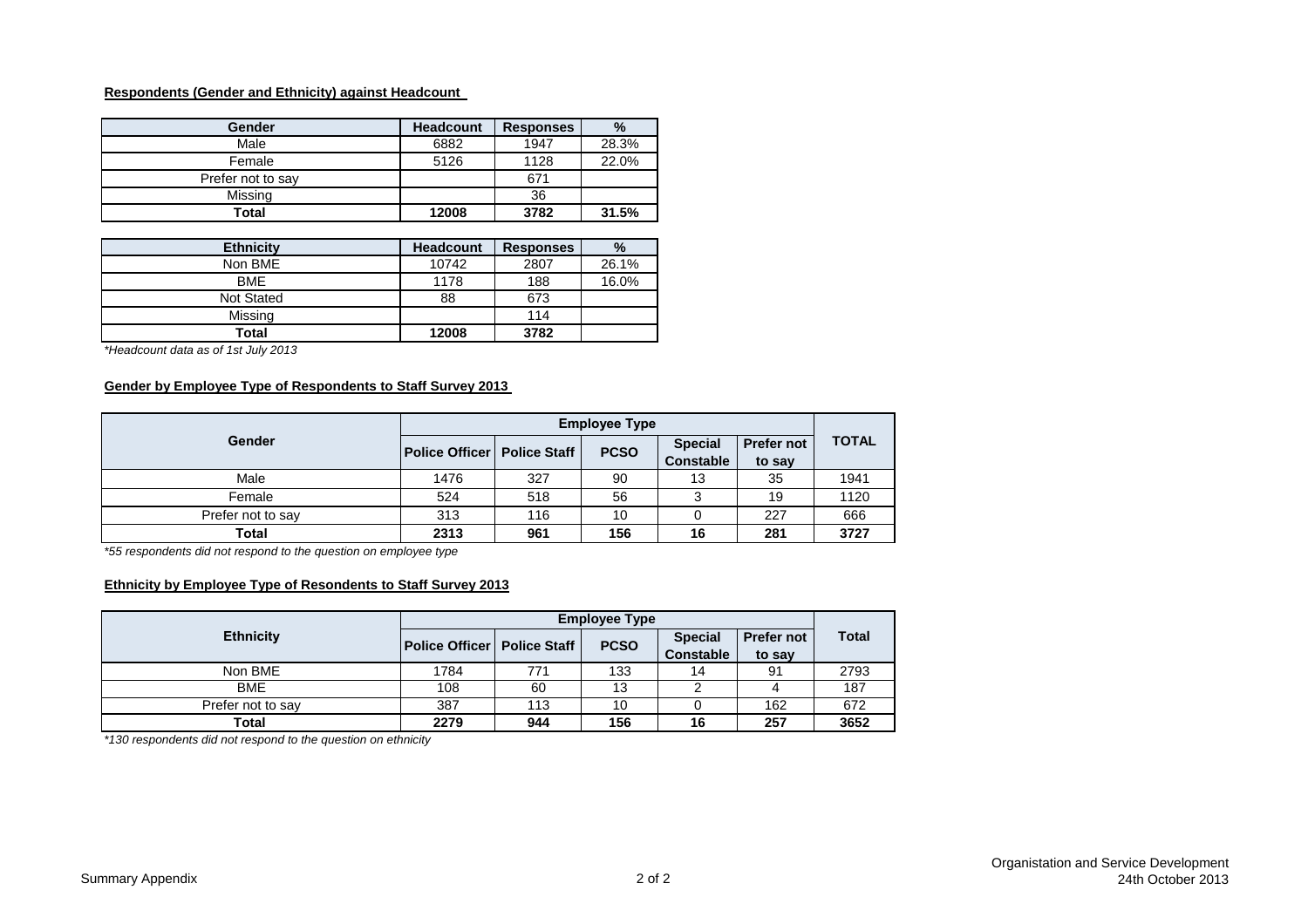**Respondents (Gender and Ethnicity) against Headcount**

| Gender | Headcount | Responses | % |
|---|---|---|---|
| Male | 6882 | 1947 | 28.3% |
| Female | 5126 | 1128 | 22.0% |
| Prefer not to say | | 671 | |
| Missing | | 36 | |
| **Total** | **12008** | **3782** | **31.5%** |

| Ethnicity | Headcount | Responses | % |
|---|---|---|---|
| Non BME | 10742 | 2807 | 26.1% |
| BME | 1178 | 188 | 16.0% |
| Not Stated | 88 | 673 | |
| Missing | | 114 | |
| **Total** | **12008** | **3782** | |

*\*Headcount data as of 1st July 2013*

**Gender by Employee Type of Respondents to Staff Survey 2013**

| Gender | Employee Type | | | | | TOTAL |
|---|---|---|---|---|---|---|
| | Police Officer | Police Staff | PCSO | Special Constable | Prefer not to say | |
| Male | 1476 | 327 | 90 | 13 | 35 | 1941 |
| Female | 524 | 518 | 56 | 3 | 19 | 1120 |
| Prefer not to say | 313 | 116 | 10 | 0 | 227 | 666 |
| **Total** | **2313** | **961** | **156** | **16** | **281** | **3727** |

*\*55 respondents did not respond to the question on employee type*

**Ethnicity by Employee Type of Resondents to Staff Survey 2013**

| Ethnicity | Employee Type | | | | | Total |
|---|---|---|---|---|---|---|
| | Police Officer | Police Staff | PCSO | Special Constable | Prefer not to say | |
| Non BME | 1784 | 771 | 133 | 14 | 91 | 2793 |
| BME | 108 | 60 | 13 | 2 | 4 | 187 |
| Prefer not to say | 387 | 113 | 10 | 0 | 162 | 672 |
| **Total** | **2279** | **944** | **156** | **16** | **257** | **3652** |

*\*130 respondents did not respond to the question on ethnicity*

Organisation and Service Development
24th October 2013